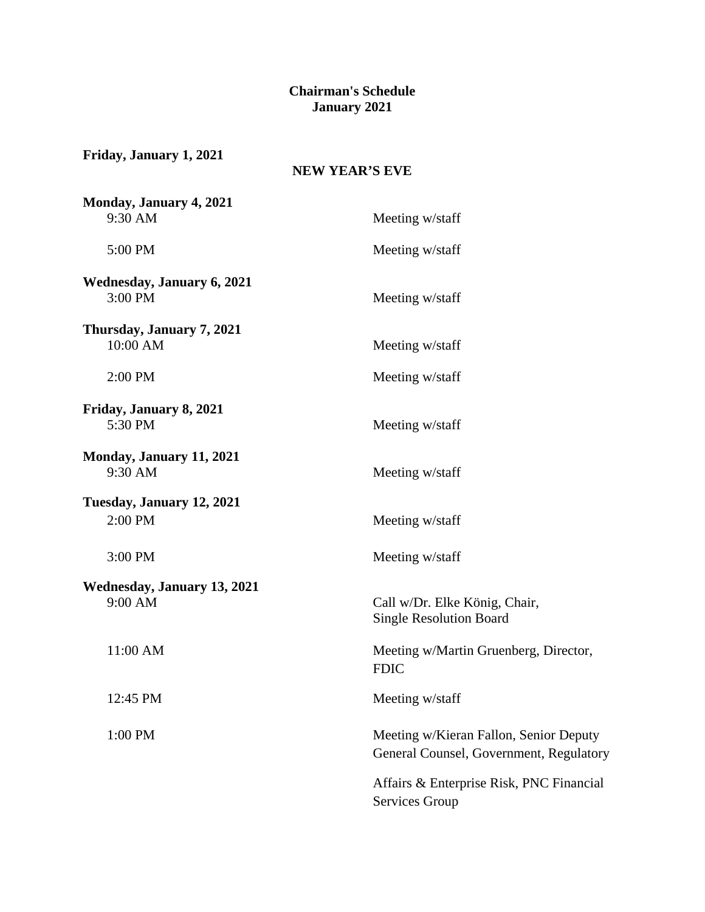**Chairman's Schedule**
**January 2021**

**Friday, January 1, 2021**

**NEW YEAR'S EVE**

**Monday, January 4, 2021**

| | |
|---|---|
| 9:30 AM | Meeting w/staff |
| 5:00 PM | Meeting w/staff |

**Wednesday, January 6, 2021**

| | |
|---|---|
| 3:00 PM | Meeting w/staff |

**Thursday, January 7, 2021**

| | |
|---|---|
| 10:00 AM | Meeting w/staff |
| 2:00 PM | Meeting w/staff |

**Friday, January 8, 2021**

| | |
|---|---|
| 5:30 PM | Meeting w/staff |

**Monday, January 11, 2021**

| | |
|---|---|
| 9:30 AM | Meeting w/staff |

**Tuesday, January 12, 2021**

| | |
|---|---|
| 2:00 PM | Meeting w/staff |
| 3:00 PM | Meeting w/staff |

**Wednesday, January 13, 2021**

| | |
|---|---|
| 9:00 AM | Call w/Dr. Elke König, Chair, Single Resolution Board |
| 11:00 AM | Meeting w/Martin Gruenberg, Director, FDIC |
| 12:45 PM | Meeting w/staff |
| 1:00 PM | Meeting w/Kieran Fallon, Senior Deputy General Counsel, Government, Regulatory Affairs & Enterprise Risk, PNC Financial Services Group |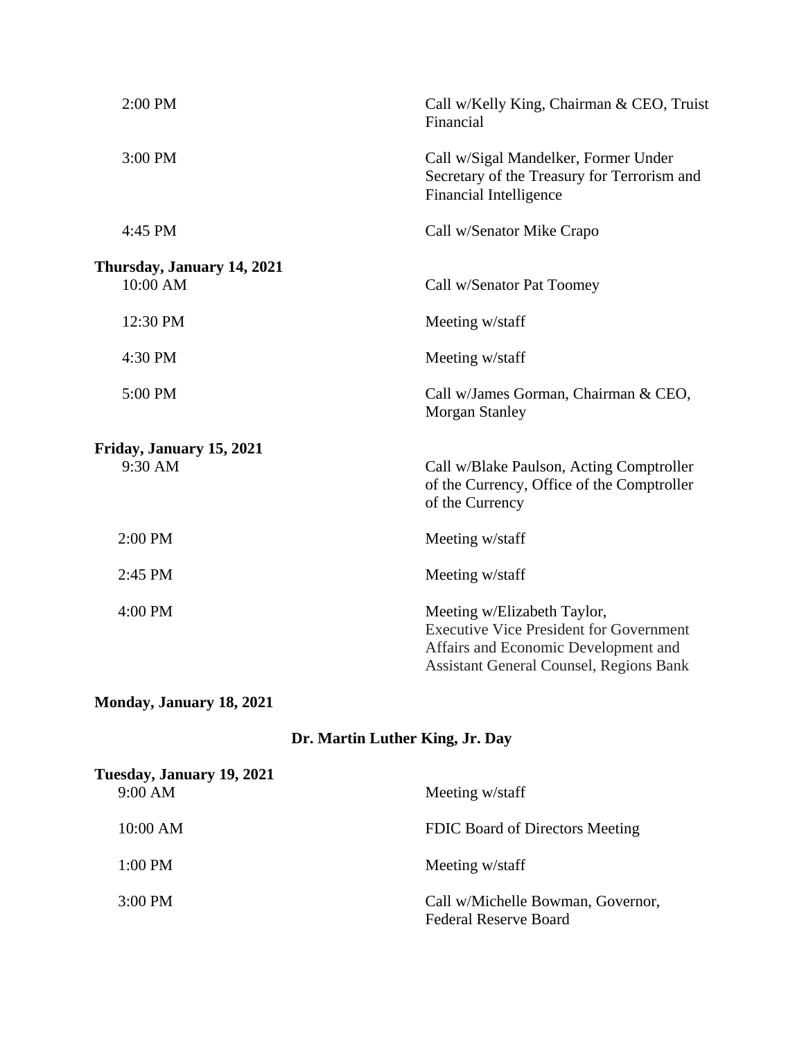| | |
|---|---|
| 2:00 PM | Call w/Kelly King, Chairman & CEO, Truist Financial |
| 3:00 PM | Call w/Sigal Mandelker, Former Under Secretary of the Treasury for Terrorism and Financial Intelligence |
| 4:45 PM | Call w/Senator Mike Crapo |

**Thursday, January 14, 2021**

| | |
|---|---|
| 10:00 AM | Call w/Senator Pat Toomey |
| 12:30 PM | Meeting w/staff |
| 4:30 PM | Meeting w/staff |
| 5:00 PM | Call w/James Gorman, Chairman & CEO, Morgan Stanley |

**Friday, January 15, 2021**

| | |
|---|---|
| 9:30 AM | Call w/Blake Paulson, Acting Comptroller of the Currency, Office of the Comptroller of the Currency |
| 2:00 PM | Meeting w/staff |
| 2:45 PM | Meeting w/staff |
| 4:00 PM | Meeting w/Elizabeth Taylor, Executive Vice President for Government Affairs and Economic Development and Assistant General Counsel, Regions Bank |

**Monday, January 18, 2021**

**Dr. Martin Luther King, Jr. Day**

**Tuesday, January 19, 2021**

| | |
|---|---|
| 9:00 AM | Meeting w/staff |
| 10:00 AM | FDIC Board of Directors Meeting |
| 1:00 PM | Meeting w/staff |
| 3:00 PM | Call w/Michelle Bowman, Governor, Federal Reserve Board |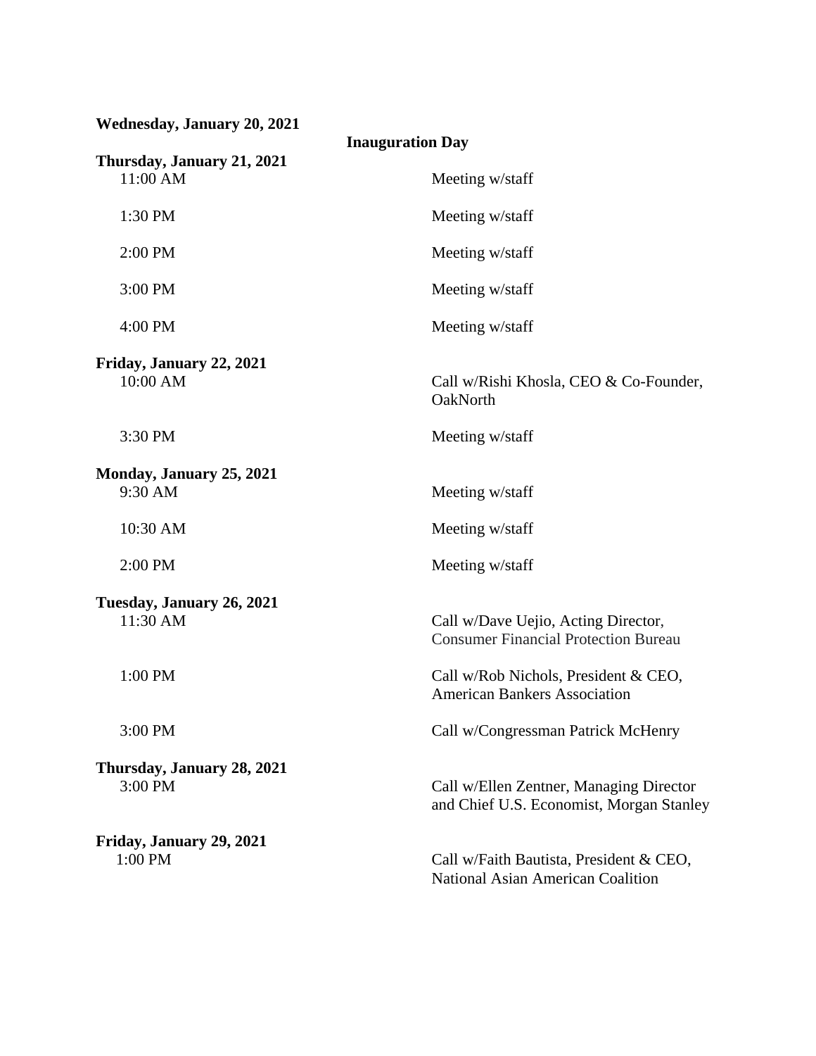**Wednesday, January 20, 2021**

**Inauguration Day**

**Thursday, January 21, 2021**

| | |
|---|---|
| 11:00 AM | Meeting w/staff |
| 1:30 PM | Meeting w/staff |
| 2:00 PM | Meeting w/staff |
| 3:00 PM | Meeting w/staff |
| 4:00 PM | Meeting w/staff |

**Friday, January 22, 2021**

| | |
|---|---|
| 10:00 AM | Call w/Rishi Khosla, CEO & Co-Founder, OakNorth |
| 3:30 PM | Meeting w/staff |

**Monday, January 25, 2021**

| | |
|---|---|
| 9:30 AM | Meeting w/staff |
| 10:30 AM | Meeting w/staff |
| 2:00 PM | Meeting w/staff |

**Tuesday, January 26, 2021**

| | |
|---|---|
| 11:30 AM | Call w/Dave Uejio, Acting Director, Consumer Financial Protection Bureau |
| 1:00 PM | Call w/Rob Nichols, President & CEO, American Bankers Association |
| 3:00 PM | Call w/Congressman Patrick McHenry |

**Thursday, January 28, 2021**

| | |
|---|---|
| 3:00 PM | Call w/Ellen Zentner, Managing Director and Chief U.S. Economist, Morgan Stanley |

**Friday, January 29, 2021**

| | |
|---|---|
| 1:00 PM | Call w/Faith Bautista, President & CEO, National Asian American Coalition |